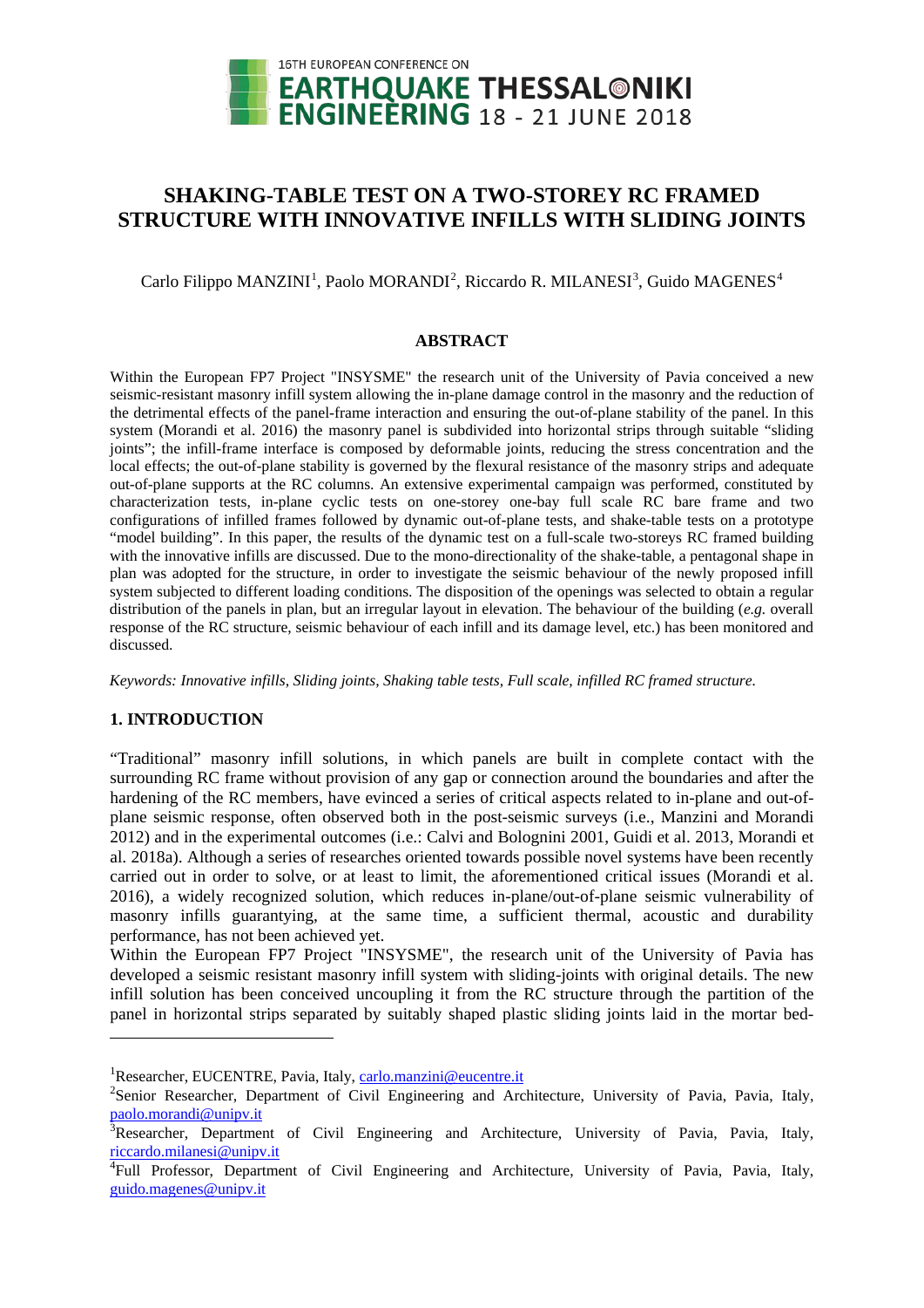# SHAKING-TABLE TEST ON A TWO-STOREY RC FRAMED STRUCTURE WITH INNOVATIVE INFILLS WITH SLIDING JOINTS

Carlo Filippo MANZINI[1], Paolo MORANDI[2], Riccardo R. MILANESI[3], Guido MAGENES[4]

## ABSTRACT

Within the European FP7 Project "INSYSME" the research unit of the University of Pavia conceived a new seismic-resistant masonry infill system allowing the in-plane damage control in the masonry and the reduction of the detrimental effects of the panel-frame interaction and ensuring the out-of-plane stability of the panel. In this system (Morandi et al. 2016) the masonry panel is subdivided into horizontal strips through suitable "sliding joints"; the infill-frame interface is composed by deformable joints, reducing the stress concentration and the local effects; the out-of-plane stability is governed by the flexural resistance of the masonry strips and adequate out-of-plane supports at the RC columns. An extensive experimental campaign was performed, constituted by characterization tests, in-plane cyclic tests on one-storey one-bay full scale RC bare frame and two configurations of infilled frames followed by dynamic out-of-plane tests, and shake-table tests on a prototype "model building". In this paper, the results of the dynamic test on a full-scale two-storeys RC framed building with the innovative infills are discussed. Due to the mono-directionality of the shake-table, a pentagonal shape in plan was adopted for the structure, in order to investigate the seismic behaviour of the newly proposed infill system subjected to different loading conditions. The disposition of the openings was selected to obtain a regular distribution of the panels in plan, but an irregular layout in elevation. The behaviour of the building (*e.g.* overall response of the RC structure, seismic behaviour of each infill and its damage level, etc.) has been monitored and discussed.

*Keywords: Innovative infills, Sliding joints, Shaking table tests, Full scale, infilled RC framed structure.*

## 1. INTRODUCTION

"Traditional" masonry infill solutions, in which panels are built in complete contact with the surrounding RC frame without provision of any gap or connection around the boundaries and after the hardening of the RC members, have evinced a series of critical aspects related to in-plane and out-of-plane seismic response, often observed both in the post-seismic surveys (i.e., Manzini and Morandi 2012) and in the experimental outcomes (i.e.: Calvi and Bolognini 2001, Guidi et al. 2013, Morandi et al. 2018a). Although a series of researches oriented towards possible novel systems have been recently carried out in order to solve, or at least to limit, the aforementioned critical issues (Morandi et al. 2016), a widely recognized solution, which reduces in-plane/out-of-plane seismic vulnerability of masonry infills guarantying, at the same time, a sufficient thermal, acoustic and durability performance, has not been achieved yet.

Within the European FP7 Project "INSYSME", the research unit of the University of Pavia has developed a seismic resistant masonry infill system with sliding-joints with original details. The new infill solution has been conceived uncoupling it from the RC structure through the partition of the panel in horizontal strips separated by suitably shaped plastic sliding joints laid in the mortar bed-

---

[1]Researcher, EUCENTRE, Pavia, Italy, carlo.manzini@eucentre.it

[2]Senior Researcher, Department of Civil Engineering and Architecture, University of Pavia, Pavia, Italy, paolo.morandi@unipv.it

[3]Researcher, Department of Civil Engineering and Architecture, University of Pavia, Pavia, Italy, riccardo.milanesi@unipv.it

[4]Full Professor, Department of Civil Engineering and Architecture, University of Pavia, Pavia, Italy, guido.magenes@unipv.it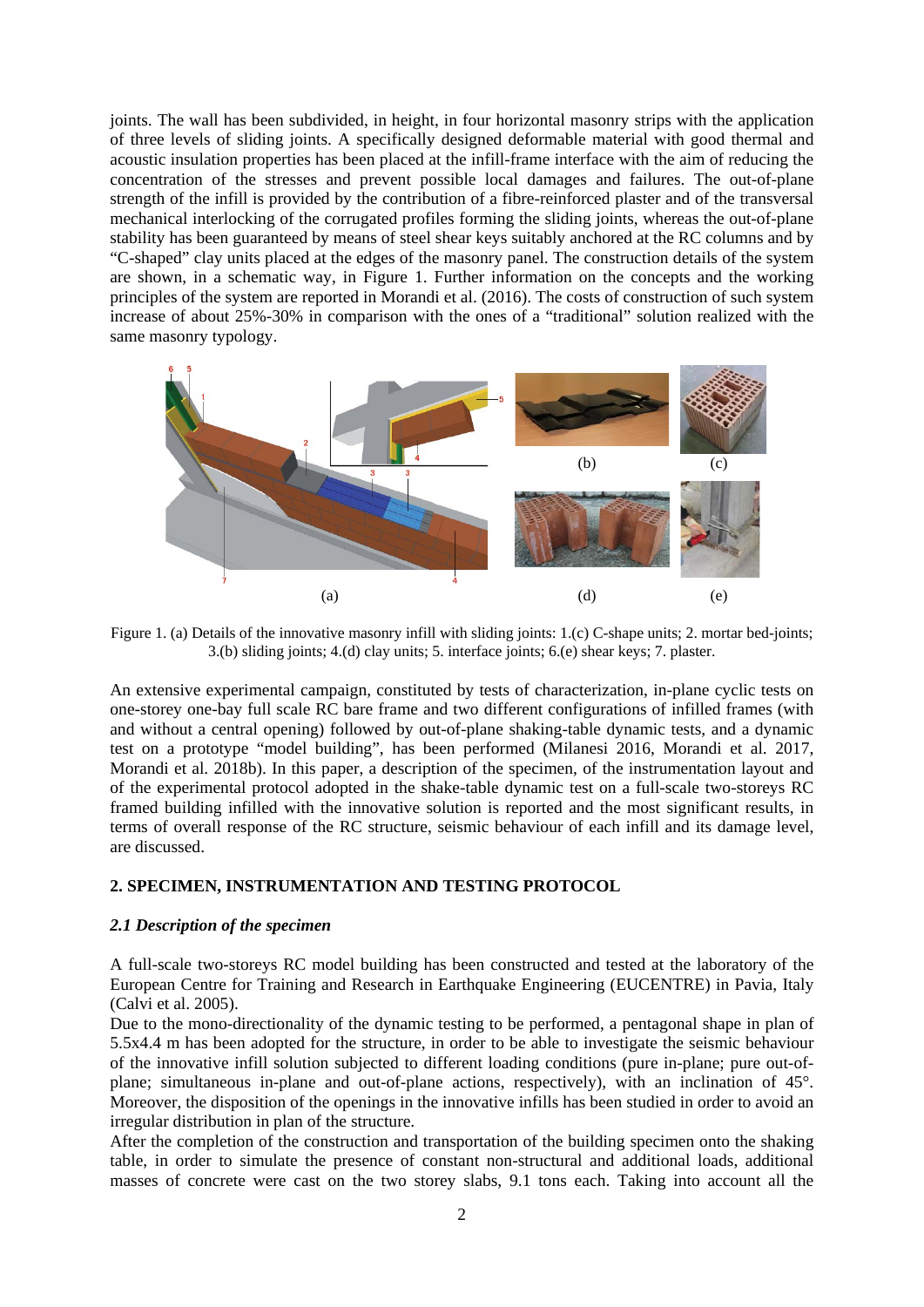joints. The wall has been subdivided, in height, in four horizontal masonry strips with the application of three levels of sliding joints. A specifically designed deformable material with good thermal and acoustic insulation properties has been placed at the infill-frame interface with the aim of reducing the concentration of the stresses and prevent possible local damages and failures. The out-of-plane strength of the infill is provided by the contribution of a fibre-reinforced plaster and of the transversal mechanical interlocking of the corrugated profiles forming the sliding joints, whereas the out-of-plane stability has been guaranteed by means of steel shear keys suitably anchored at the RC columns and by "C-shaped" clay units placed at the edges of the masonry panel. The construction details of the system are shown, in a schematic way, in Figure 1. Further information on the concepts and the working principles of the system are reported in Morandi et al. (2016). The costs of construction of such system increase of about 25%-30% in comparison with the ones of a "traditional" solution realized with the same masonry typology.

Figure 1. (a) Details of the innovative masonry infill with sliding joints: 1.(c) C-shape units; 2. mortar bed-joints; 3.(b) sliding joints; 4.(d) clay units; 5. interface joints; 6.(e) shear keys; 7. plaster.

An extensive experimental campaign, constituted by tests of characterization, in-plane cyclic tests on one-storey one-bay full scale RC bare frame and two different configurations of infilled frames (with and without a central opening) followed by out-of-plane shaking-table dynamic tests, and a dynamic test on a prototype "model building", has been performed (Milanesi 2016, Morandi et al. 2017, Morandi et al. 2018b). In this paper, a description of the specimen, of the instrumentation layout and of the experimental protocol adopted in the shake-table dynamic test on a full-scale two-storeys RC framed building infilled with the innovative solution is reported and the most significant results, in terms of overall response of the RC structure, seismic behaviour of each infill and its damage level, are discussed.

## 2. SPECIMEN, INSTRUMENTATION AND TESTING PROTOCOL

### *2.1 Description of the specimen*

A full-scale two-storeys RC model building has been constructed and tested at the laboratory of the European Centre for Training and Research in Earthquake Engineering (EUCENTRE) in Pavia, Italy (Calvi et al. 2005).

Due to the mono-directionality of the dynamic testing to be performed, a pentagonal shape in plan of 5.5x4.4 m has been adopted for the structure, in order to be able to investigate the seismic behaviour of the innovative infill solution subjected to different loading conditions (pure in-plane; pure out-of-plane; simultaneous in-plane and out-of-plane actions, respectively), with an inclination of 45°. Moreover, the disposition of the openings in the innovative infills has been studied in order to avoid an irregular distribution in plan of the structure.

After the completion of the construction and transportation of the building specimen onto the shaking table, in order to simulate the presence of constant non-structural and additional loads, additional masses of concrete were cast on the two storey slabs, 9.1 tons each. Taking into account all the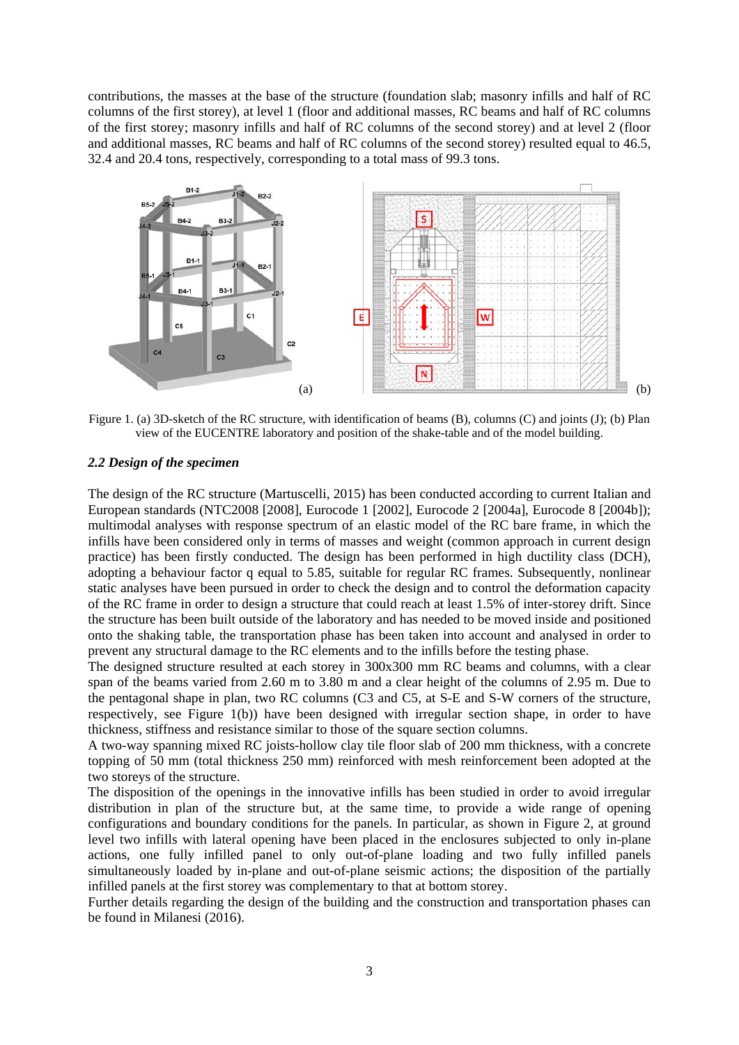contributions, the masses at the base of the structure (foundation slab; masonry infills and half of RC columns of the first storey), at level 1 (floor and additional masses, RC beams and half of RC columns of the first storey; masonry infills and half of RC columns of the second storey) and at level 2 (floor and additional masses, RC beams and half of RC columns of the second storey) resulted equal to 46.5, 32.4 and 20.4 tons, respectively, corresponding to a total mass of 99.3 tons.

Figure 1. (a) 3D-sketch of the RC structure, with identification of beams (B), columns (C) and joints (J); (b) Plan view of the EUCENTRE laboratory and position of the shake-table and of the model building.

### *2.2 Design of the specimen*

The design of the RC structure (Martuscelli, 2015) has been conducted according to current Italian and European standards (NTC2008 [2008], Eurocode 1 [2002], Eurocode 2 [2004a], Eurocode 8 [2004b]); multimodal analyses with response spectrum of an elastic model of the RC bare frame, in which the infills have been considered only in terms of masses and weight (common approach in current design practice) has been firstly conducted. The design has been performed in high ductility class (DCH), adopting a behaviour factor q equal to 5.85, suitable for regular RC frames. Subsequently, nonlinear static analyses have been pursued in order to check the design and to control the deformation capacity of the RC frame in order to design a structure that could reach at least 1.5% of inter-storey drift. Since the structure has been built outside of the laboratory and has needed to be moved inside and positioned onto the shaking table, the transportation phase has been taken into account and analysed in order to prevent any structural damage to the RC elements and to the infills before the testing phase.

The designed structure resulted at each storey in 300x300 mm RC beams and columns, with a clear span of the beams varied from 2.60 m to 3.80 m and a clear height of the columns of 2.95 m. Due to the pentagonal shape in plan, two RC columns (C3 and C5, at S-E and S-W corners of the structure, respectively, see Figure 1(b)) have been designed with irregular section shape, in order to have thickness, stiffness and resistance similar to those of the square section columns.

A two-way spanning mixed RC joists-hollow clay tile floor slab of 200 mm thickness, with a concrete topping of 50 mm (total thickness 250 mm) reinforced with mesh reinforcement been adopted at the two storeys of the structure.

The disposition of the openings in the innovative infills has been studied in order to avoid irregular distribution in plan of the structure but, at the same time, to provide a wide range of opening configurations and boundary conditions for the panels. In particular, as shown in Figure 2, at ground level two infills with lateral opening have been placed in the enclosures subjected to only in-plane actions, one fully infilled panel to only out-of-plane loading and two fully infilled panels simultaneously loaded by in-plane and out-of-plane seismic actions; the disposition of the partially infilled panels at the first storey was complementary to that at bottom storey.

Further details regarding the design of the building and the construction and transportation phases can be found in Milanesi (2016).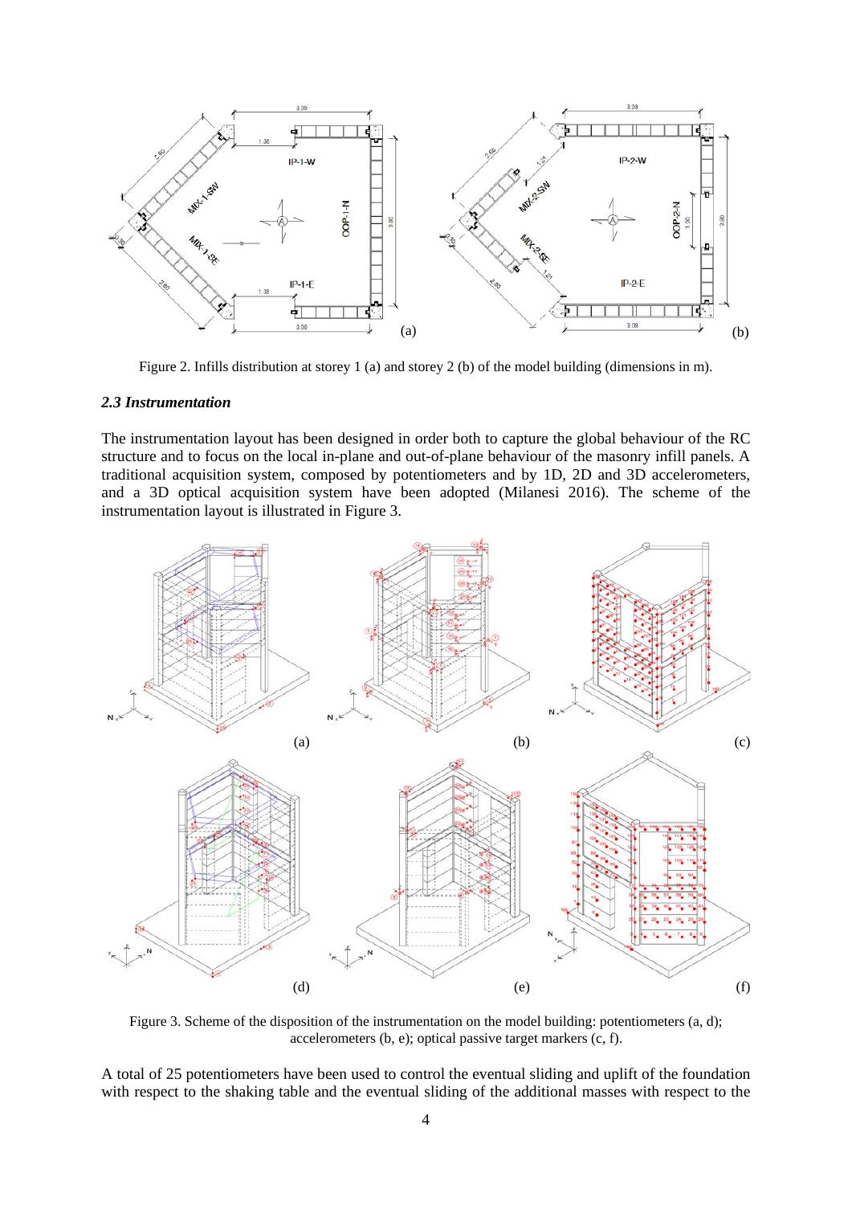Figure 2. Infills distribution at storey 1 (a) and storey 2 (b) of the model building (dimensions in m).

### *2.3 Instrumentation*

The instrumentation layout has been designed in order both to capture the global behaviour of the RC structure and to focus on the local in-plane and out-of-plane behaviour of the masonry infill panels. A traditional acquisition system, composed by potentiometers and by 1D, 2D and 3D accelerometers, and a 3D optical acquisition system have been adopted (Milanesi 2016). The scheme of the instrumentation layout is illustrated in Figure 3.

Figure 3. Scheme of the disposition of the instrumentation on the model building: potentiometers (a, d); accelerometers (b, e); optical passive target markers (c, f).

A total of 25 potentiometers have been used to control the eventual sliding and uplift of the foundation with respect to the shaking table and the eventual sliding of the additional masses with respect to the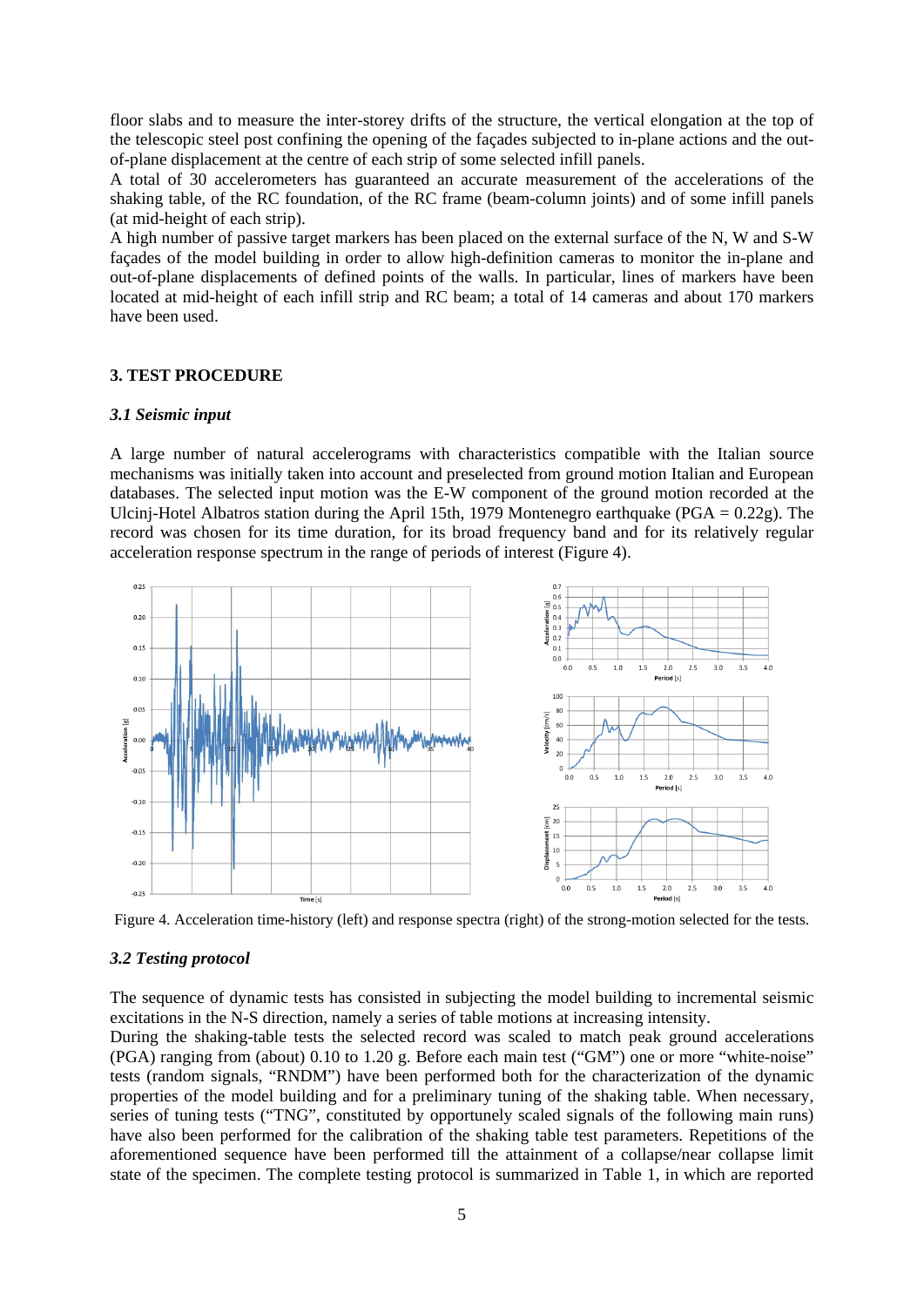floor slabs and to measure the inter-storey drifts of the structure, the vertical elongation at the top of the telescopic steel post confining the opening of the façades subjected to in-plane actions and the out-of-plane displacement at the centre of each strip of some selected infill panels.
A total of 30 accelerometers has guaranteed an accurate measurement of the accelerations of the shaking table, of the RC foundation, of the RC frame (beam-column joints) and of some infill panels (at mid-height of each strip).
A high number of passive target markers has been placed on the external surface of the N, W and S-W façades of the model building in order to allow high-definition cameras to monitor the in-plane and out-of-plane displacements of defined points of the walls. In particular, lines of markers have been located at mid-height of each infill strip and RC beam; a total of 14 cameras and about 170 markers have been used.

## 3. TEST PROCEDURE

### *3.1 Seismic input*

A large number of natural accelerograms with characteristics compatible with the Italian source mechanisms was initially taken into account and preselected from ground motion Italian and European databases. The selected input motion was the E-W component of the ground motion recorded at the Ulcinj-Hotel Albatros station during the April 15th, 1979 Montenegro earthquake (PGA = 0.22g). The record was chosen for its time duration, for its broad frequency band and for its relatively regular acceleration response spectrum in the range of periods of interest (Figure 4).

Figure 4. Acceleration time-history (left) and response spectra (right) of the strong-motion selected for the tests.

### *3.2 Testing protocol*

The sequence of dynamic tests has consisted in subjecting the model building to incremental seismic excitations in the N-S direction, namely a series of table motions at increasing intensity.
During the shaking-table tests the selected record was scaled to match peak ground accelerations (PGA) ranging from (about) 0.10 to 1.20 g. Before each main test ("GM") one or more "white-noise" tests (random signals, "RNDM") have been performed both for the characterization of the dynamic properties of the model building and for a preliminary tuning of the shaking table. When necessary, series of tuning tests ("TNG", constituted by opportunely scaled signals of the following main runs) have also been performed for the calibration of the shaking table test parameters. Repetitions of the aforementioned sequence have been performed till the attainment of a collapse/near collapse limit state of the specimen. The complete testing protocol is summarized in Table 1, in which are reported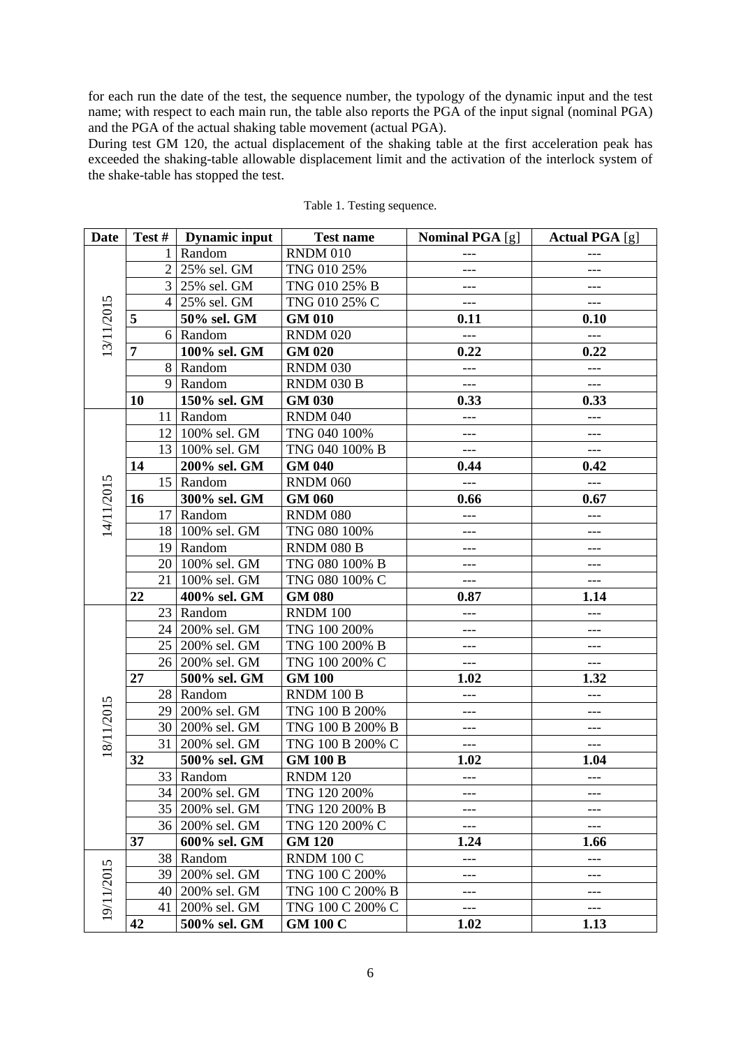for each run the date of the test, the sequence number, the typology of the dynamic input and the test name; with respect to each main run, the table also reports the PGA of the input signal (nominal PGA) and the PGA of the actual shaking table movement (actual PGA).

During test GM 120, the actual displacement of the shaking table at the first acceleration peak has exceeded the shaking-table allowable displacement limit and the activation of the interlock system of the shake-table has stopped the test.

Table 1. Testing sequence.

| Date | Test # | Dynamic input | Test name | Nominal PGA [g] | Actual PGA [g] |
|---|---|---|---|---|---|
| 13/11/2015 | 1 | Random | RNDM 010 | --- | --- |
| | 2 | 25% sel. GM | TNG 010 25% | --- | --- |
| | 3 | 25% sel. GM | TNG 010 25% B | --- | --- |
| | 4 | 25% sel. GM | TNG 010 25% C | --- | --- |
| | **5** | **50% sel. GM** | **GM 010** | **0.11** | **0.10** |
| | 6 | Random | RNDM 020 | --- | --- |
| | **7** | **100% sel. GM** | **GM 020** | **0.22** | **0.22** |
| | 8 | Random | RNDM 030 | --- | --- |
| | 9 | Random | RNDM 030 B | --- | --- |
| | **10** | **150% sel. GM** | **GM 030** | **0.33** | **0.33** |
| 14/11/2015 | 11 | Random | RNDM 040 | --- | --- |
| | 12 | 100% sel. GM | TNG 040 100% | --- | --- |
| | 13 | 100% sel. GM | TNG 040 100% B | --- | --- |
| | **14** | **200% sel. GM** | **GM 040** | **0.44** | **0.42** |
| | 15 | Random | RNDM 060 | --- | --- |
| | **16** | **300% sel. GM** | **GM 060** | **0.66** | **0.67** |
| | 17 | Random | RNDM 080 | --- | --- |
| | 18 | 100% sel. GM | TNG 080 100% | --- | --- |
| | 19 | Random | RNDM 080 B | --- | --- |
| | 20 | 100% sel. GM | TNG 080 100% B | --- | --- |
| | 21 | 100% sel. GM | TNG 080 100% C | --- | --- |
| | **22** | **400% sel. GM** | **GM 080** | **0.87** | **1.14** |
| 18/11/2015 | 23 | Random | RNDM 100 | --- | --- |
| | 24 | 200% sel. GM | TNG 100 200% | --- | --- |
| | 25 | 200% sel. GM | TNG 100 200% B | --- | --- |
| | 26 | 200% sel. GM | TNG 100 200% C | --- | --- |
| | **27** | **500% sel. GM** | **GM 100** | **1.02** | **1.32** |
| | 28 | Random | RNDM 100 B | --- | --- |
| | 29 | 200% sel. GM | TNG 100 B 200% | --- | --- |
| | 30 | 200% sel. GM | TNG 100 B 200% B | --- | --- |
| | 31 | 200% sel. GM | TNG 100 B 200% C | --- | --- |
| | **32** | **500% sel. GM** | **GM 100 B** | **1.02** | **1.04** |
| | 33 | Random | RNDM 120 | --- | --- |
| | 34 | 200% sel. GM | TNG 120 200% | --- | --- |
| | 35 | 200% sel. GM | TNG 120 200% B | --- | --- |
| | 36 | 200% sel. GM | TNG 120 200% C | --- | --- |
| | **37** | **600% sel. GM** | **GM 120** | **1.24** | **1.66** |
| 19/11/2015 | 38 | Random | RNDM 100 C | --- | --- |
| | 39 | 200% sel. GM | TNG 100 C 200% | --- | --- |
| | 40 | 200% sel. GM | TNG 100 C 200% B | --- | --- |
| | 41 | 200% sel. GM | TNG 100 C 200% C | --- | --- |
| | **42** | **500% sel. GM** | **GM 100 C** | **1.02** | **1.13** |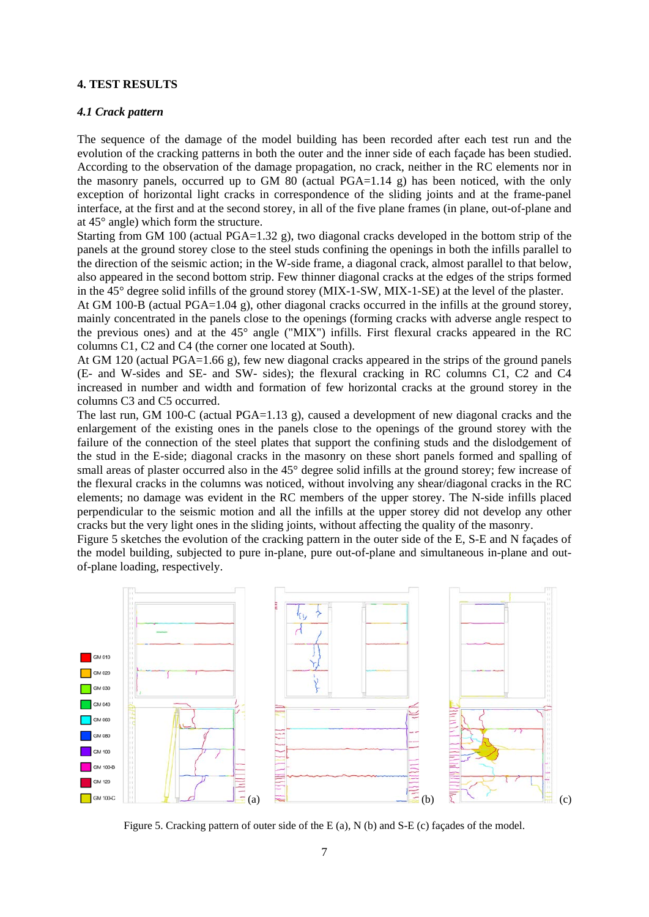## 4. TEST RESULTS

### *4.1 Crack pattern*

The sequence of the damage of the model building has been recorded after each test run and the evolution of the cracking patterns in both the outer and the inner side of each façade has been studied. According to the observation of the damage propagation, no crack, neither in the RC elements nor in the masonry panels, occurred up to GM 80 (actual PGA=1.14 g) has been noticed, with the only exception of horizontal light cracks in correspondence of the sliding joints and at the frame-panel interface, at the first and at the second storey, in all of the five plane frames (in plane, out-of-plane and at 45° angle) which form the structure.

Starting from GM 100 (actual PGA=1.32 g), two diagonal cracks developed in the bottom strip of the panels at the ground storey close to the steel studs confining the openings in both the infills parallel to the direction of the seismic action; in the W-side frame, a diagonal crack, almost parallel to that below, also appeared in the second bottom strip. Few thinner diagonal cracks at the edges of the strips formed in the 45° degree solid infills of the ground storey (MIX-1-SW, MIX-1-SE) at the level of the plaster.

At GM 100-B (actual PGA=1.04 g), other diagonal cracks occurred in the infills at the ground storey, mainly concentrated in the panels close to the openings (forming cracks with adverse angle respect to the previous ones) and at the 45° angle ("MIX") infills. First flexural cracks appeared in the RC columns C1, C2 and C4 (the corner one located at South).

At GM 120 (actual PGA=1.66 g), few new diagonal cracks appeared in the strips of the ground panels (E- and W-sides and SE- and SW- sides); the flexural cracking in RC columns C1, C2 and C4 increased in number and width and formation of few horizontal cracks at the ground storey in the columns C3 and C5 occurred.

The last run, GM 100-C (actual PGA=1.13 g), caused a development of new diagonal cracks and the enlargement of the existing ones in the panels close to the openings of the ground storey with the failure of the connection of the steel plates that support the confining studs and the dislodgement of the stud in the E-side; diagonal cracks in the masonry on these short panels formed and spalling of small areas of plaster occurred also in the 45° degree solid infills at the ground storey; few increase of the flexural cracks in the columns was noticed, without involving any shear/diagonal cracks in the RC elements; no damage was evident in the RC members of the upper storey. The N-side infills placed perpendicular to the seismic motion and all the infills at the upper storey did not develop any other cracks but the very light ones in the sliding joints, without affecting the quality of the masonry.

Figure 5 sketches the evolution of the cracking pattern in the outer side of the E, S-E and N façades of the model building, subjected to pure in-plane, pure out-of-plane and simultaneous in-plane and out-of-plane loading, respectively.

Figure 5. Cracking pattern of outer side of the E (a), N (b) and S-E (c) façades of the model.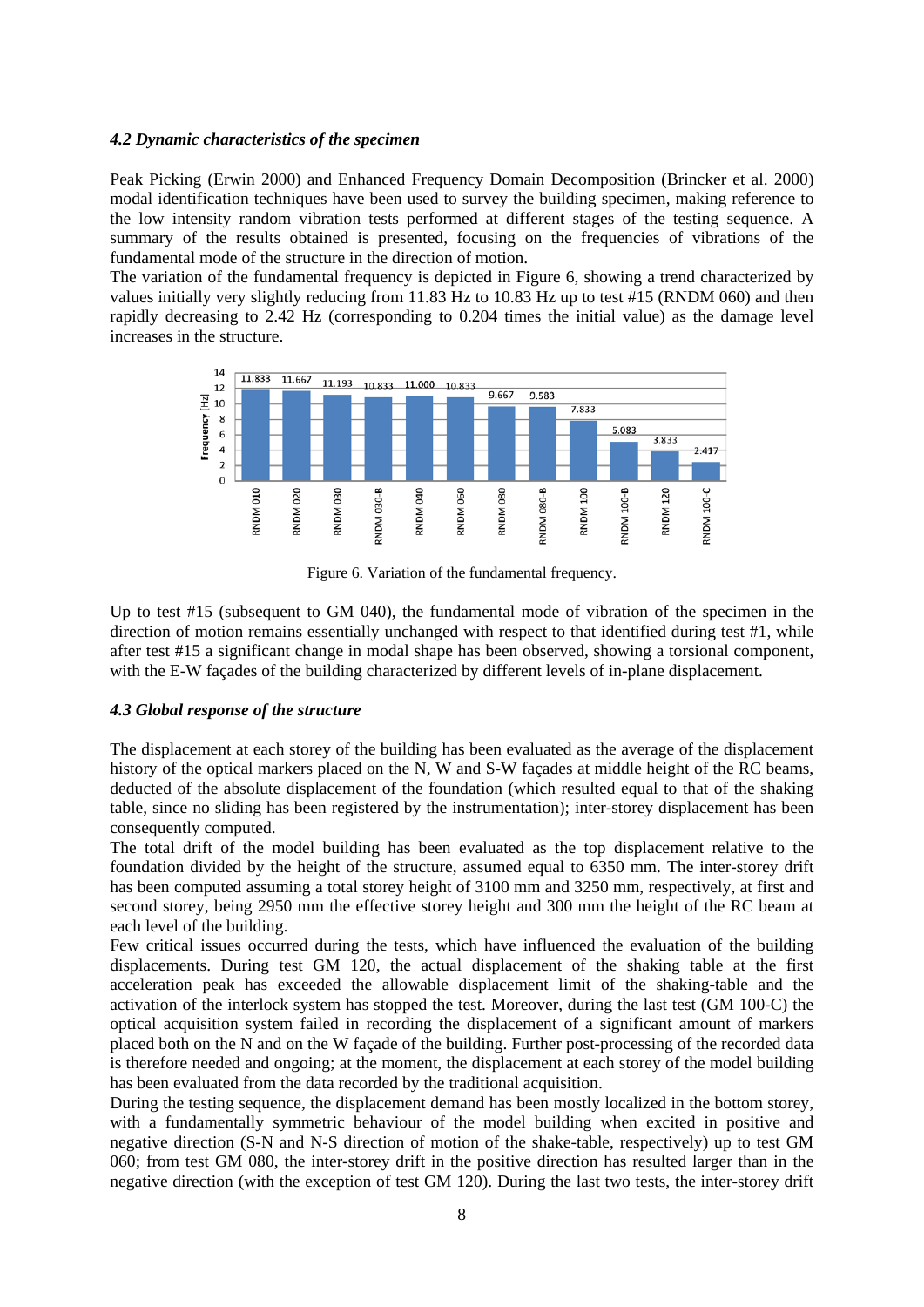#### *4.2 Dynamic characteristics of the specimen*

Peak Picking (Erwin 2000) and Enhanced Frequency Domain Decomposition (Brincker et al. 2000) modal identification techniques have been used to survey the building specimen, making reference to the low intensity random vibration tests performed at different stages of the testing sequence. A summary of the results obtained is presented, focusing on the frequencies of vibrations of the fundamental mode of the structure in the direction of motion.

The variation of the fundamental frequency is depicted in Figure 6, showing a trend characterized by values initially very slightly reducing from 11.83 Hz to 10.83 Hz up to test #15 (RNDM 060) and then rapidly decreasing to 2.42 Hz (corresponding to 0.204 times the initial value) as the damage level increases in the structure.

Figure 6. Variation of the fundamental frequency.

Up to test #15 (subsequent to GM 040), the fundamental mode of vibration of the specimen in the direction of motion remains essentially unchanged with respect to that identified during test #1, while after test #15 a significant change in modal shape has been observed, showing a torsional component, with the E-W façades of the building characterized by different levels of in-plane displacement.

#### *4.3 Global response of the structure*

The displacement at each storey of the building has been evaluated as the average of the displacement history of the optical markers placed on the N, W and S-W façades at middle height of the RC beams, deducted of the absolute displacement of the foundation (which resulted equal to that of the shaking table, since no sliding has been registered by the instrumentation); inter-storey displacement has been consequently computed.

The total drift of the model building has been evaluated as the top displacement relative to the foundation divided by the height of the structure, assumed equal to 6350 mm. The inter-storey drift has been computed assuming a total storey height of 3100 mm and 3250 mm, respectively, at first and second storey, being 2950 mm the effective storey height and 300 mm the height of the RC beam at each level of the building.

Few critical issues occurred during the tests, which have influenced the evaluation of the building displacements. During test GM 120, the actual displacement of the shaking table at the first acceleration peak has exceeded the allowable displacement limit of the shaking-table and the activation of the interlock system has stopped the test. Moreover, during the last test (GM 100-C) the optical acquisition system failed in recording the displacement of a significant amount of markers placed both on the N and on the W façade of the building. Further post-processing of the recorded data is therefore needed and ongoing; at the moment, the displacement at each storey of the model building has been evaluated from the data recorded by the traditional acquisition.

During the testing sequence, the displacement demand has been mostly localized in the bottom storey, with a fundamentally symmetric behaviour of the model building when excited in positive and negative direction (S-N and N-S direction of motion of the shake-table, respectively) up to test GM 060; from test GM 080, the inter-storey drift in the positive direction has resulted larger than in the negative direction (with the exception of test GM 120). During the last two tests, the inter-storey drift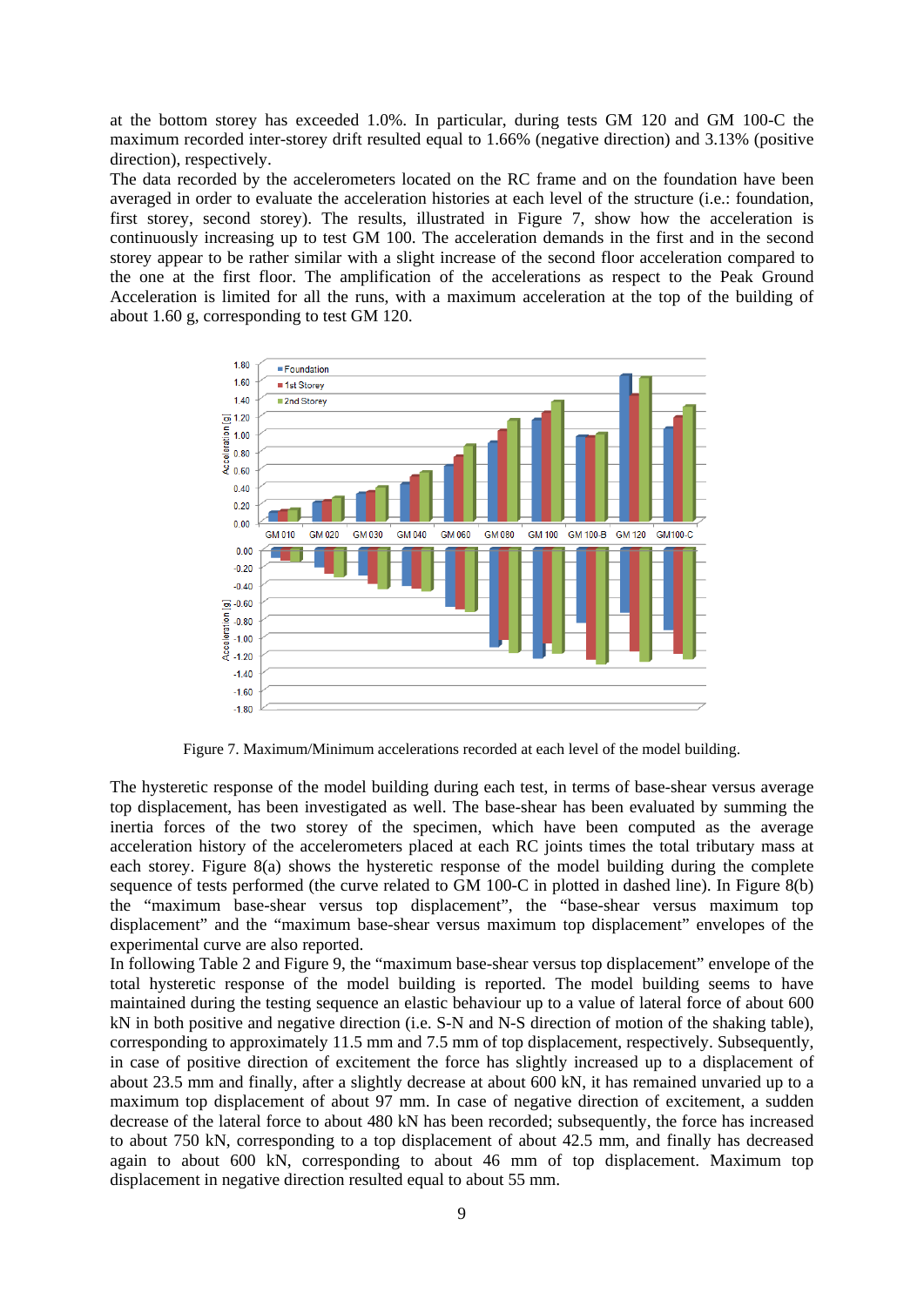at the bottom storey has exceeded 1.0%. In particular, during tests GM 120 and GM 100-C the maximum recorded inter-storey drift resulted equal to 1.66% (negative direction) and 3.13% (positive direction), respectively.

The data recorded by the accelerometers located on the RC frame and on the foundation have been averaged in order to evaluate the acceleration histories at each level of the structure (i.e.: foundation, first storey, second storey). The results, illustrated in Figure 7, show how the acceleration is continuously increasing up to test GM 100. The acceleration demands in the first and in the second storey appear to be rather similar with a slight increase of the second floor acceleration compared to the one at the first floor. The amplification of the accelerations as respect to the Peak Ground Acceleration is limited for all the runs, with a maximum acceleration at the top of the building of about 1.60 g, corresponding to test GM 120.

Figure 7. Maximum/Minimum accelerations recorded at each level of the model building.

The hysteretic response of the model building during each test, in terms of base-shear versus average top displacement, has been investigated as well. The base-shear has been evaluated by summing the inertia forces of the two storey of the specimen, which have been computed as the average acceleration history of the accelerometers placed at each RC joints times the total tributary mass at each storey. Figure 8(a) shows the hysteretic response of the model building during the complete sequence of tests performed (the curve related to GM 100-C in plotted in dashed line). In Figure 8(b) the "maximum base-shear versus top displacement", the "base-shear versus maximum top displacement" and the "maximum base-shear versus maximum top displacement" envelopes of the experimental curve are also reported.

In following Table 2 and Figure 9, the "maximum base-shear versus top displacement" envelope of the total hysteretic response of the model building is reported. The model building seems to have maintained during the testing sequence an elastic behaviour up to a value of lateral force of about 600 kN in both positive and negative direction (i.e. S-N and N-S direction of motion of the shaking table), corresponding to approximately 11.5 mm and 7.5 mm of top displacement, respectively. Subsequently, in case of positive direction of excitement the force has slightly increased up to a displacement of about 23.5 mm and finally, after a slightly decrease at about 600 kN, it has remained unvaried up to a maximum top displacement of about 97 mm. In case of negative direction of excitement, a sudden decrease of the lateral force to about 480 kN has been recorded; subsequently, the force has increased to about 750 kN, corresponding to a top displacement of about 42.5 mm, and finally has decreased again to about 600 kN, corresponding to about 46 mm of top displacement. Maximum top displacement in negative direction resulted equal to about 55 mm.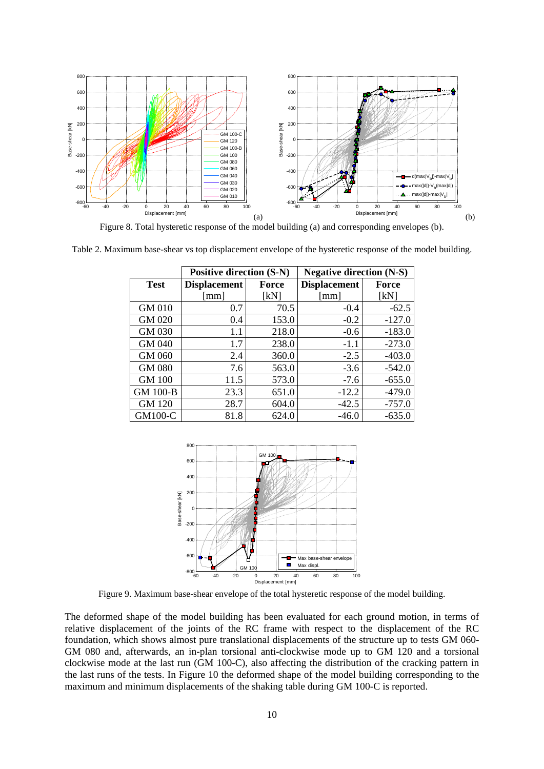Figure 8. Total hysteretic response of the model building (a) and corresponding envelopes (b).

Table 2. Maximum base-shear vs top displacement envelope of the hysteretic response of the model building.

| Test | Positive direction (S-N) | | Negative direction (N-S) | |
|---|---|---|---|---|
| | Displacement [mm] | Force [kN] | Displacement [mm] | Force [kN] |
| GM 010 | 0.7 | 70.5 | -0.4 | -62.5 |
| GM 020 | 0.4 | 153.0 | -0.2 | -127.0 |
| GM 030 | 1.1 | 218.0 | -0.6 | -183.0 |
| GM 040 | 1.7 | 238.0 | -1.1 | -273.0 |
| GM 060 | 2.4 | 360.0 | -2.5 | -403.0 |
| GM 080 | 7.6 | 563.0 | -3.6 | -542.0 |
| GM 100 | 11.5 | 573.0 | -7.6 | -655.0 |
| GM 100-B | 23.3 | 651.0 | -12.2 | -479.0 |
| GM 120 | 28.7 | 604.0 | -42.5 | -757.0 |
| GM100-C | 81.8 | 624.0 | -46.0 | -635.0 |

Figure 9. Maximum base-shear envelope of the total hysteretic response of the model building.

The deformed shape of the model building has been evaluated for each ground motion, in terms of relative displacement of the joints of the RC frame with respect to the displacement of the RC foundation, which shows almost pure translational displacements of the structure up to tests GM 060-GM 080 and, afterwards, an in-plan torsional anti-clockwise mode up to GM 120 and a torsional clockwise mode at the last run (GM 100-C), also affecting the distribution of the cracking pattern in the last runs of the tests. In Figure 10 the deformed shape of the model building corresponding to the maximum and minimum displacements of the shaking table during GM 100-C is reported.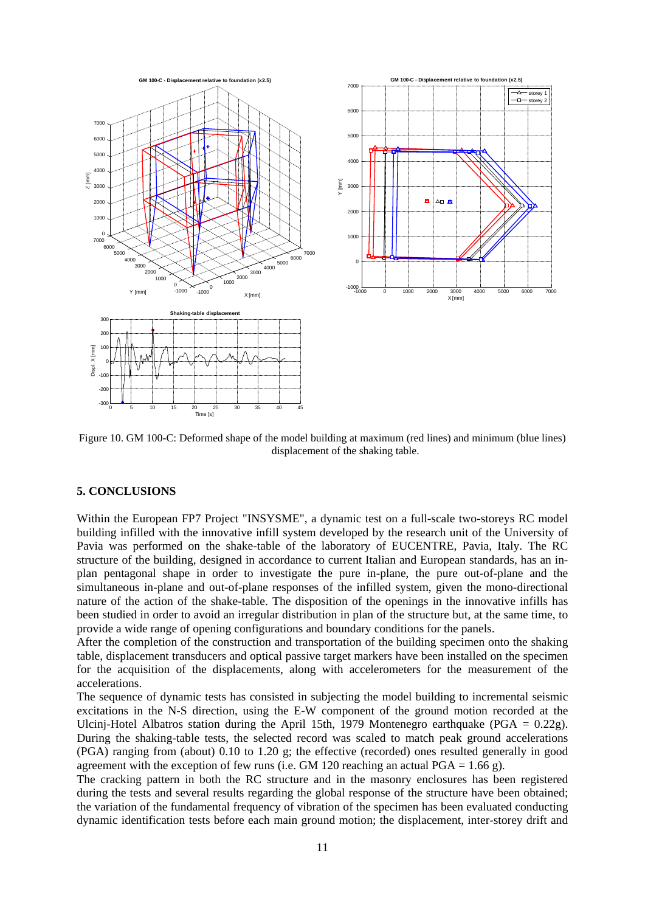Figure 10. GM 100-C: Deformed shape of the model building at maximum (red lines) and minimum (blue lines) displacement of the shaking table.

## 5. CONCLUSIONS

Within the European FP7 Project "INSYSME", a dynamic test on a full-scale two-storeys RC model building infilled with the innovative infill system developed by the research unit of the University of Pavia was performed on the shake-table of the laboratory of EUCENTRE, Pavia, Italy. The RC structure of the building, designed in accordance to current Italian and European standards, has an in-plan pentagonal shape in order to investigate the pure in-plane, the pure out-of-plane and the simultaneous in-plane and out-of-plane responses of the infilled system, given the mono-directional nature of the action of the shake-table. The disposition of the openings in the innovative infills has been studied in order to avoid an irregular distribution in plan of the structure but, at the same time, to provide a wide range of opening configurations and boundary conditions for the panels.

After the completion of the construction and transportation of the building specimen onto the shaking table, displacement transducers and optical passive target markers have been installed on the specimen for the acquisition of the displacements, along with accelerometers for the measurement of the accelerations.

The sequence of dynamic tests has consisted in subjecting the model building to incremental seismic excitations in the N-S direction, using the E-W component of the ground motion recorded at the Ulcinj-Hotel Albatros station during the April 15th, 1979 Montenegro earthquake (PGA = 0.22g). During the shaking-table tests, the selected record was scaled to match peak ground accelerations (PGA) ranging from (about) 0.10 to 1.20 g; the effective (recorded) ones resulted generally in good agreement with the exception of few runs (i.e. GM 120 reaching an actual PGA = 1.66 g).

The cracking pattern in both the RC structure and in the masonry enclosures has been registered during the tests and several results regarding the global response of the structure have been obtained; the variation of the fundamental frequency of vibration of the specimen has been evaluated conducting dynamic identification tests before each main ground motion; the displacement, inter-storey drift and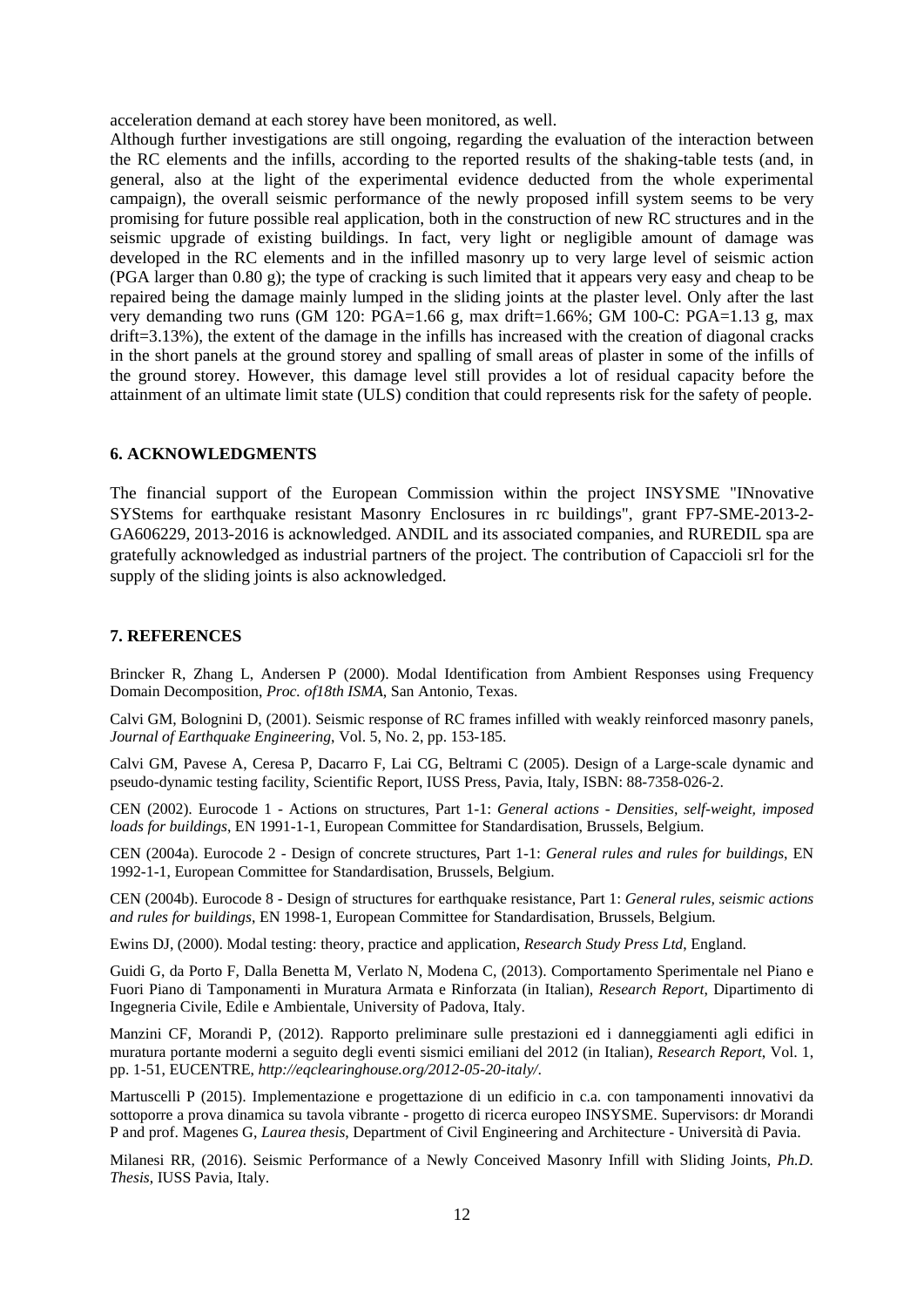acceleration demand at each storey have been monitored, as well.

Although further investigations are still ongoing, regarding the evaluation of the interaction between the RC elements and the infills, according to the reported results of the shaking-table tests (and, in general, also at the light of the experimental evidence deducted from the whole experimental campaign), the overall seismic performance of the newly proposed infill system seems to be very promising for future possible real application, both in the construction of new RC structures and in the seismic upgrade of existing buildings. In fact, very light or negligible amount of damage was developed in the RC elements and in the infilled masonry up to very large level of seismic action (PGA larger than 0.80 g); the type of cracking is such limited that it appears very easy and cheap to be repaired being the damage mainly lumped in the sliding joints at the plaster level. Only after the last very demanding two runs (GM 120: PGA=1.66 g, max drift=1.66%; GM 100-C: PGA=1.13 g, max drift=3.13%), the extent of the damage in the infills has increased with the creation of diagonal cracks in the short panels at the ground storey and spalling of small areas of plaster in some of the infills of the ground storey. However, this damage level still provides a lot of residual capacity before the attainment of an ultimate limit state (ULS) condition that could represents risk for the safety of people.

## 6. ACKNOWLEDGMENTS

The financial support of the European Commission within the project INSYSME "INnovative SYStems for earthquake resistant Masonry Enclosures in rc buildings", grant FP7-SME-2013-2-GA606229, 2013-2016 is acknowledged. ANDIL and its associated companies, and RUREDIL spa are gratefully acknowledged as industrial partners of the project. The contribution of Capaccioli srl for the supply of the sliding joints is also acknowledged.

## 7. REFERENCES

Brincker R, Zhang L, Andersen P (2000). Modal Identification from Ambient Responses using Frequency Domain Decomposition, *Proc. of18th ISMA*, San Antonio, Texas.

Calvi GM, Bolognini D, (2001). Seismic response of RC frames infilled with weakly reinforced masonry panels, *Journal of Earthquake Engineering*, Vol. 5, No. 2, pp. 153-185.

Calvi GM, Pavese A, Ceresa P, Dacarro F, Lai CG, Beltrami C (2005). Design of a Large-scale dynamic and pseudo-dynamic testing facility, Scientific Report, IUSS Press, Pavia, Italy, ISBN: 88-7358-026-2.

CEN (2002). Eurocode 1 - Actions on structures, Part 1-1: *General actions - Densities, self-weight, imposed loads for buildings*, EN 1991-1-1, European Committee for Standardisation, Brussels, Belgium.

CEN (2004a). Eurocode 2 - Design of concrete structures, Part 1-1: *General rules and rules for buildings*, EN 1992-1-1, European Committee for Standardisation, Brussels, Belgium.

CEN (2004b). Eurocode 8 - Design of structures for earthquake resistance, Part 1: *General rules, seismic actions and rules for buildings*, EN 1998-1, European Committee for Standardisation, Brussels, Belgium.

Ewins DJ, (2000). Modal testing: theory, practice and application, *Research Study Press Ltd*, England.

Guidi G, da Porto F, Dalla Benetta M, Verlato N, Modena C, (2013). Comportamento Sperimentale nel Piano e Fuori Piano di Tamponamenti in Muratura Armata e Rinforzata (in Italian), *Research Report*, Dipartimento di Ingegneria Civile, Edile e Ambientale, University of Padova, Italy.

Manzini CF, Morandi P, (2012). Rapporto preliminare sulle prestazioni ed i danneggiamenti agli edifici in muratura portante moderni a seguito degli eventi sismici emiliani del 2012 (in Italian), *Research Report*, Vol. 1, pp. 1-51, EUCENTRE, *http://eqclearinghouse.org/2012-05-20-italy/*.

Martuscelli P (2015). Implementazione e progettazione di un edificio in c.a. con tamponamenti innovativi da sottoporre a prova dinamica su tavola vibrante - progetto di ricerca europeo INSYSME. Supervisors: dr Morandi P and prof. Magenes G, *Laurea thesis*, Department of Civil Engineering and Architecture - Università di Pavia.

Milanesi RR, (2016). Seismic Performance of a Newly Conceived Masonry Infill with Sliding Joints, *Ph.D. Thesis*, IUSS Pavia, Italy.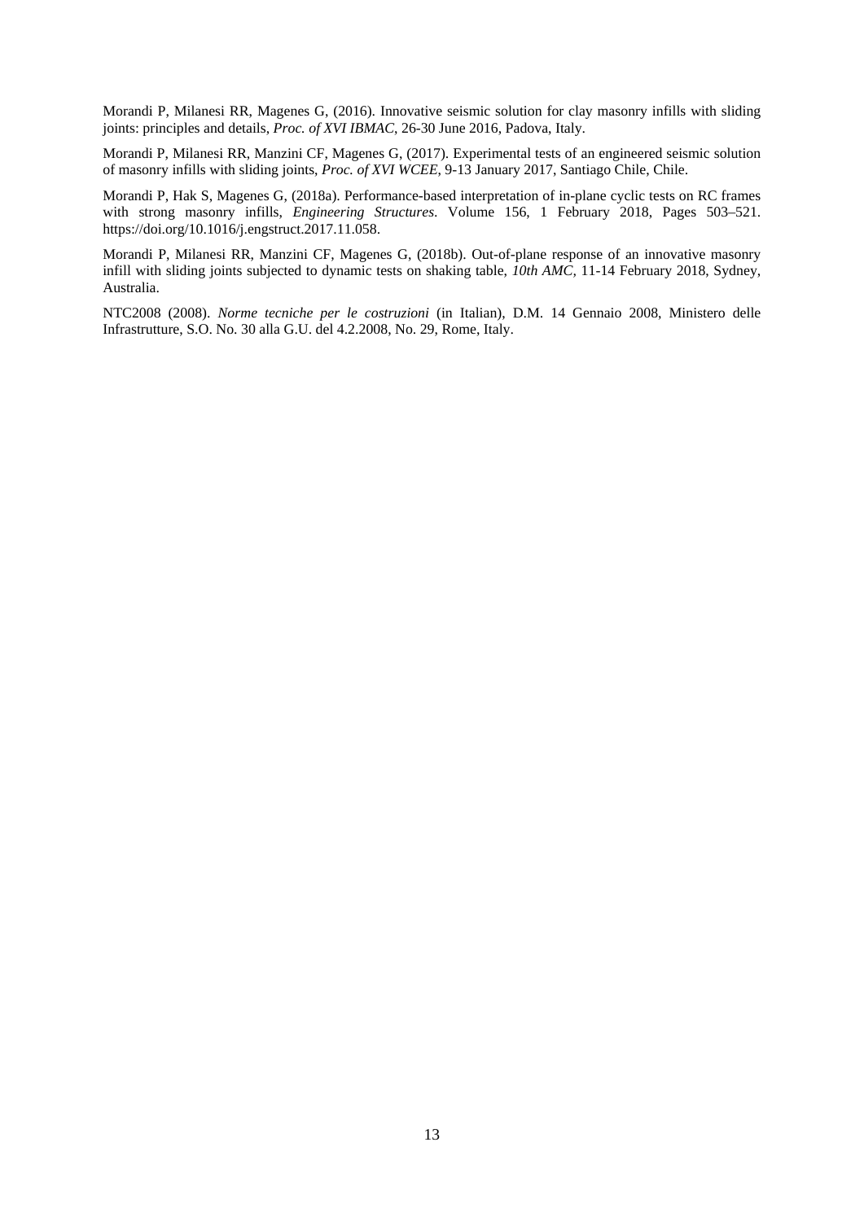Morandi P, Milanesi RR, Magenes G, (2016). Innovative seismic solution for clay masonry infills with sliding joints: principles and details, *Proc. of XVI IBMAC*, 26-30 June 2016, Padova, Italy.

Morandi P, Milanesi RR, Manzini CF, Magenes G, (2017). Experimental tests of an engineered seismic solution of masonry infills with sliding joints, *Proc. of XVI WCEE*, 9-13 January 2017, Santiago Chile, Chile.

Morandi P, Hak S, Magenes G, (2018a). Performance-based interpretation of in-plane cyclic tests on RC frames with strong masonry infills, *Engineering Structures*. Volume 156, 1 February 2018, Pages 503–521. https://doi.org/10.1016/j.engstruct.2017.11.058.

Morandi P, Milanesi RR, Manzini CF, Magenes G, (2018b). Out-of-plane response of an innovative masonry infill with sliding joints subjected to dynamic tests on shaking table, *10th AMC*, 11-14 February 2018, Sydney, Australia.

NTC2008 (2008). *Norme tecniche per le costruzioni* (in Italian), D.M. 14 Gennaio 2008, Ministero delle Infrastrutture, S.O. No. 30 alla G.U. del 4.2.2008, No. 29, Rome, Italy.